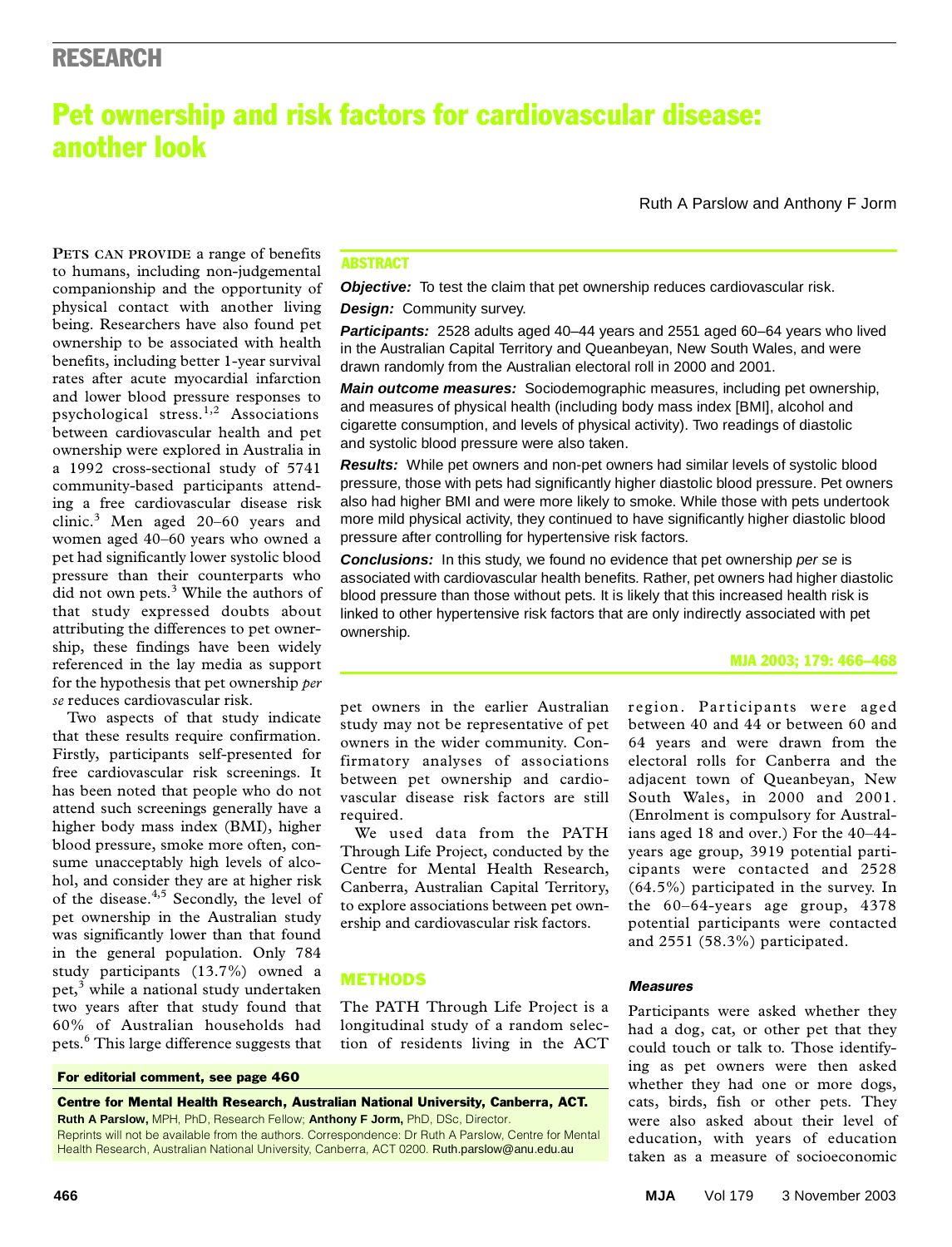RESEARCH

# Pet ownership and risk factors for cardiovascular disease: another look

Ruth A Parslow and Anthony F Jorm

## ABSTRACT

***Objective:*** To test the claim that pet ownership reduces cardiovascular risk.

***Design:*** Community survey.

***Participants:*** 2528 adults aged 40–44 years and 2551 aged 60–64 years who lived in the Australian Capital Territory and Queanbeyan, New South Wales, and were drawn randomly from the Australian electoral roll in 2000 and 2001.

***Main outcome measures:*** Sociodemographic measures, including pet ownership, and measures of physical health (including body mass index [BMI], alcohol and cigarette consumption, and levels of physical activity). Two readings of diastolic and systolic blood pressure were also taken.

***Results:*** While pet owners and non-pet owners had similar levels of systolic blood pressure, those with pets had significantly higher diastolic blood pressure. Pet owners also had higher BMI and were more likely to smoke. While those with pets undertook more mild physical activity, they continued to have significantly higher diastolic blood pressure after controlling for hypertensive risk factors.

***Conclusions:*** In this study, we found no evidence that pet ownership *per se* is associated with cardiovascular health benefits. Rather, pet owners had higher diastolic blood pressure than those without pets. It is likely that this increased health risk is linked to other hypertensive risk factors that are only indirectly associated with pet ownership.

MJA 2003; 179: 466–468

PETS CAN PROVIDE a range of benefits to humans, including non-judgemental companionship and the opportunity of physical contact with another living being. Researchers have also found pet ownership to be associated with health benefits, including better 1-year survival rates after acute myocardial infarction and lower blood pressure responses to psychological stress.[1,2] Associations between cardiovascular health and pet ownership were explored in Australia in a 1992 cross-sectional study of 5741 community-based participants attending a free cardiovascular disease risk clinic.[3] Men aged 20–60 years and women aged 40–60 years who owned a pet had significantly lower systolic blood pressure than their counterparts who did not own pets.[3] While the authors of that study expressed doubts about attributing the differences to pet ownership, these findings have been widely referenced in the lay media as support for the hypothesis that pet ownership *per se* reduces cardiovascular risk.

Two aspects of that study indicate that these results require confirmation. Firstly, participants self-presented for free cardiovascular risk screenings. It has been noted that people who do not attend such screenings generally have a higher body mass index (BMI), higher blood pressure, smoke more often, consume unacceptably high levels of alcohol, and consider they are at higher risk of the disease.[4,5] Secondly, the level of pet ownership in the Australian study was significantly lower than that found in the general population. Only 784 study participants (13.7%) owned a pet,[3] while a national study undertaken two years after that study found that 60% of Australian households had pets.[6] This large difference suggests that pet owners in the earlier Australian study may not be representative of pet owners in the wider community. Confirmatory analyses of associations between pet ownership and cardiovascular disease risk factors are still required.

We used data from the PATH Through Life Project, conducted by the Centre for Mental Health Research, Canberra, Australian Capital Territory, to explore associations between pet ownership and cardiovascular risk factors.

## METHODS

The PATH Through Life Project is a longitudinal study of a random selection of residents living in the ACT region. Participants were aged between 40 and 44 or between 60 and 64 years and were drawn from the electoral rolls for Canberra and the adjacent town of Queanbeyan, New South Wales, in 2000 and 2001. (Enrolment is compulsory for Australians aged 18 and over.) For the 40–44-years age group, 3919 potential participants were contacted and 2528 (64.5%) participated in the survey. In the 60–64-years age group, 4378 potential participants were contacted and 2551 (58.3%) participated.

### Measures

Participants were asked whether they had a dog, cat, or other pet that they could touch or talk to. Those identifying as pet owners were then asked whether they had one or more dogs, cats, birds, fish or other pets. They were also asked about their level of education, with years of education taken as a measure of socioeconomic

**For editorial comment, see page 460**

**Centre for Mental Health Research, Australian National University, Canberra, ACT.**
**Ruth A Parslow,** MPH, PhD, Research Fellow; **Anthony F Jorm,** PhD, DSc, Director.
Reprints will not be available from the authors. Correspondence: Dr Ruth A Parslow, Centre for Mental Health Research, Australian National University, Canberra, ACT 0200. Ruth.parslow@anu.edu.au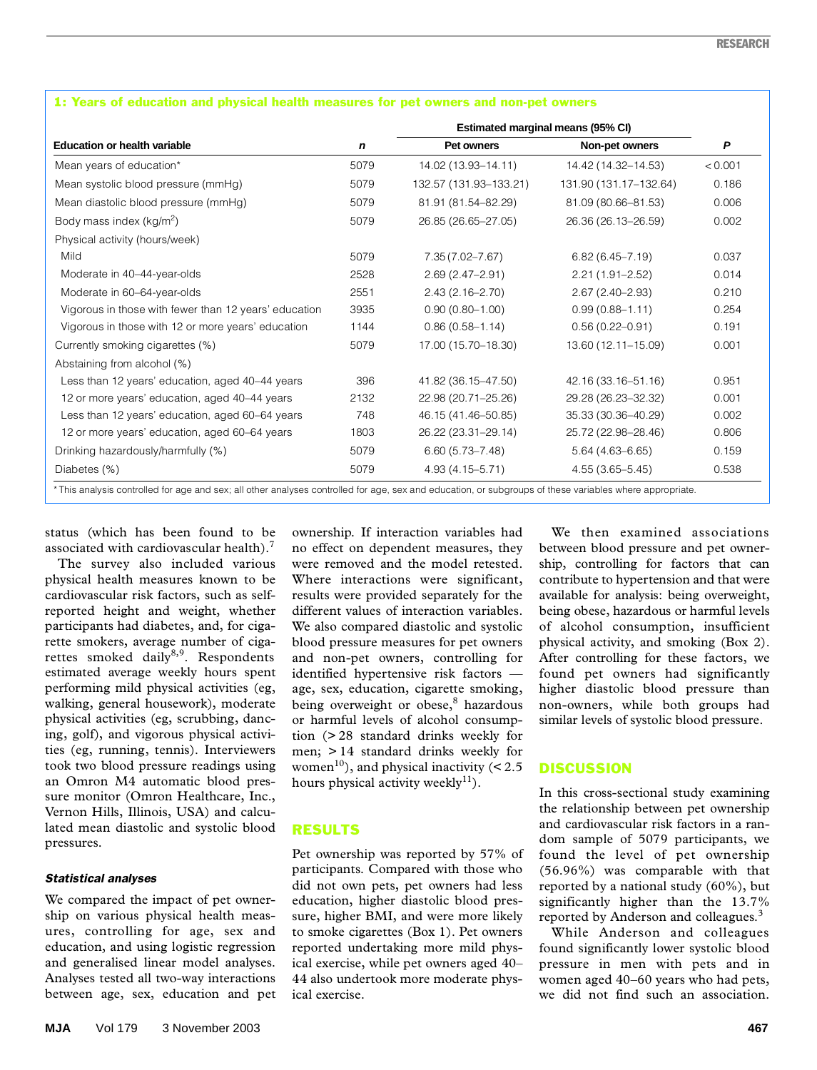**1: Years of education and physical health measures for pet owners and non-pet owners**

| Education or health variable | *n* | Estimated marginal means (95% CI) Pet owners | Non-pet owners | *P* |
|---|---|---|---|---|
| Mean years of education* | 5079 | 14.02 (13.93–14.11) | 14.42 (14.32–14.53) | < 0.001 |
| Mean systolic blood pressure (mmHg) | 5079 | 132.57 (131.93–133.21) | 131.90 (131.17–132.64) | 0.186 |
| Mean diastolic blood pressure (mmHg) | 5079 | 81.91 (81.54–82.29) | 81.09 (80.66–81.53) | 0.006 |
| Body mass index ($kg/m^2$) | 5079 | 26.85 (26.65–27.05) | 26.36 (26.13–26.59) | 0.002 |
| Physical activity (hours/week) | | | | |
| Mild | 5079 | 7.35 (7.02–7.67) | 6.82 (6.45–7.19) | 0.037 |
| Moderate in 40–44-year-olds | 2528 | 2.69 (2.47–2.91) | 2.21 (1.91–2.52) | 0.014 |
| Moderate in 60–64-year-olds | 2551 | 2.43 (2.16–2.70) | 2.67 (2.40–2.93) | 0.210 |
| Vigorous in those with fewer than 12 years' education | 3935 | 0.90 (0.80–1.00) | 0.99 (0.88–1.11) | 0.254 |
| Vigorous in those with 12 or more years' education | 1144 | 0.86 (0.58–1.14) | 0.56 (0.22–0.91) | 0.191 |
| Currently smoking cigarettes (%) | 5079 | 17.00 (15.70–18.30) | 13.60 (12.11–15.09) | 0.001 |
| Abstaining from alcohol (%) | | | | |
| Less than 12 years' education, aged 40–44 years | 396 | 41.82 (36.15–47.50) | 42.16 (33.16–51.16) | 0.951 |
| 12 or more years' education, aged 40–44 years | 2132 | 22.98 (20.71–25.26) | 29.28 (26.23–32.32) | 0.001 |
| Less than 12 years' education, aged 60–64 years | 748 | 46.15 (41.46–50.85) | 35.33 (30.36–40.29) | 0.002 |
| 12 or more years' education, aged 60–64 years | 1803 | 26.22 (23.31–29.14) | 25.72 (22.98–28.46) | 0.806 |
| Drinking hazardously/harmfully (%) | 5079 | 6.60 (5.73–7.48) | 5.64 (4.63–6.65) | 0.159 |
| Diabetes (%) | 5079 | 4.93 (4.15–5.71) | 4.55 (3.65–5.45) | 0.538 |

* This analysis controlled for age and sex; all other analyses controlled for age, sex and education, or subgroups of these variables where appropriate.

status (which has been found to be associated with cardiovascular health).[7]

The survey also included various physical health measures known to be cardiovascular risk factors, such as self-reported height and weight, whether participants had diabetes, and, for cigarette smokers, average number of cigarettes smoked daily[8,9]. Respondents estimated average weekly hours spent performing mild physical activities (eg, walking, general housework), moderate physical activities (eg, scrubbing, dancing, golf), and vigorous physical activities (eg, running, tennis). Interviewers took two blood pressure readings using an Omron M4 automatic blood pressure monitor (Omron Healthcare, Inc., Vernon Hills, Illinois, USA) and calculated mean diastolic and systolic blood pressures.

### *Statistical analyses*

We compared the impact of pet ownership on various physical health measures, controlling for age, sex and education, and using logistic regression and generalised linear model analyses. Analyses tested all two-way interactions between age, sex, education and pet ownership. If interaction variables had no effect on dependent measures, they were removed and the model retested. Where interactions were significant, results were provided separately for the different values of interaction variables. We also compared diastolic and systolic blood pressure measures for pet owners and non-pet owners, controlling for identified hypertensive risk factors — age, sex, education, cigarette smoking, being overweight or obese,[8] hazardous or harmful levels of alcohol consumption (> 28 standard drinks weekly for men; > 14 standard drinks weekly for women[10]), and physical inactivity (< 2.5 hours physical activity weekly[11]).

## RESULTS

Pet ownership was reported by 57% of participants. Compared with those who did not own pets, pet owners had less education, higher diastolic blood pressure, higher BMI, and were more likely to smoke cigarettes (Box 1). Pet owners reported undertaking more mild physical exercise, while pet owners aged 40–44 also undertook more moderate physical exercise.

We then examined associations between blood pressure and pet ownership, controlling for factors that can contribute to hypertension and that were available for analysis: being overweight, being obese, hazardous or harmful levels of alcohol consumption, insufficient physical activity, and smoking (Box 2). After controlling for these factors, we found pet owners had significantly higher diastolic blood pressure than non-owners, while both groups had similar levels of systolic blood pressure.

## DISCUSSION

In this cross-sectional study examining the relationship between pet ownership and cardiovascular risk factors in a random sample of 5079 participants, we found the level of pet ownership (56.96%) was comparable with that reported by a national study (60%), but significantly higher than the 13.7% reported by Anderson and colleagues.[3]

While Anderson and colleagues found significantly lower systolic blood pressure in men with pets and in women aged 40–60 years who had pets, we did not find such an association.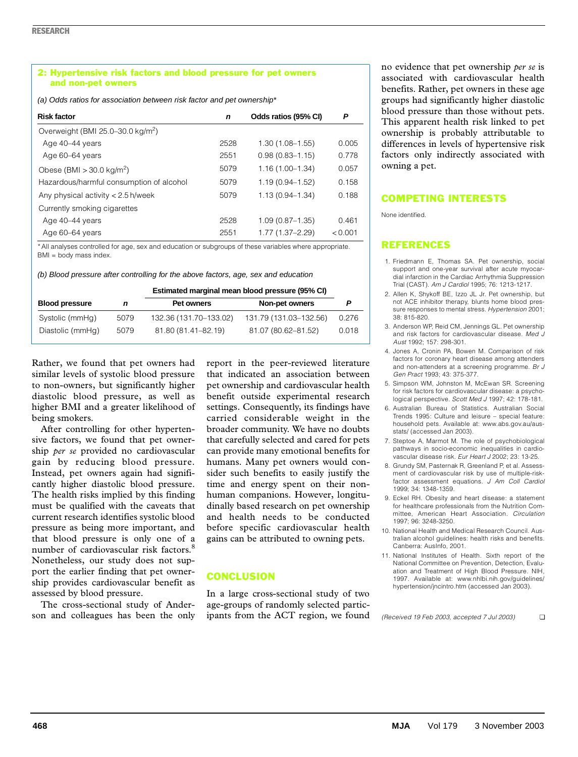### 2: Hypertensive risk factors and blood pressure for pet owners and non-pet owners

*(a) Odds ratios for association between risk factor and pet ownership\**

| Risk factor | *n* | Odds ratios (95% CI) | *P* |
|---|---|---|---|
| Overweight (BMI 25.0–30.0 kg/m$^2$) | | | |
| Age 40–44 years | 2528 | 1.30 (1.08–1.55) | 0.005 |
| Age 60–64 years | 2551 | 0.98 (0.83–1.15) | 0.778 |
| Obese (BMI > 30.0 kg/m$^2$) | 5079 | 1.16 (1.00–1.34) | 0.057 |
| Hazardous/harmful consumption of alcohol | 5079 | 1.19 (0.94–1.52) | 0.158 |
| Any physical activity < 2.5 h/week | 5079 | 1.13 (0.94–1.34) | 0.188 |
| Currently smoking cigarettes | | | |
| Age 40–44 years | 2528 | 1.09 (0.87–1.35) | 0.461 |
| Age 60–64 years | 2551 | 1.77 (1.37–2.29) | < 0.001 |

\* All analyses controlled for age, sex and education or subgroups of these variables where appropriate. BMI = body mass index.

*(b) Blood pressure after controlling for the above factors, age, sex and education*

| | | Estimated marginal mean blood pressure (95% CI) | | |
|---|---|---|---|---|
| **Blood pressure** | ***n*** | **Pet owners** | **Non-pet owners** | ***P*** |
| Systolic (mmHg) | 5079 | 132.36 (131.70–133.02) | 131.79 (131.03–132.56) | 0.276 |
| Diastolic (mmHg) | 5079 | 81.80 (81.41–82.19) | 81.07 (80.62–81.52) | 0.018 |

Rather, we found that pet owners had similar levels of systolic blood pressure to non-owners, but significantly higher diastolic blood pressure, as well as higher BMI and a greater likelihood of being smokers.

After controlling for other hypertensive factors, we found that pet ownership *per se* provided no cardiovascular gain by reducing blood pressure. Instead, pet owners again had significantly higher diastolic blood pressure. The health risks implied by this finding must be qualified with the caveats that current research identifies systolic blood pressure as being more important, and that blood pressure is only one of a number of cardiovascular risk factors.[8] Nonetheless, our study does not support the earlier finding that pet ownership provides cardiovascular benefit as assessed by blood pressure.

The cross-sectional study of Anderson and colleagues has been the only report in the peer-reviewed literature that indicated an association between pet ownership and cardiovascular health benefit outside experimental research settings. Consequently, its findings have carried considerable weight in the broader community. We have no doubts that carefully selected and cared for pets can provide many emotional benefits for humans. Many pet owners would consider such benefits to easily justify the time and energy spent on their non-human companions. However, longitudinally based research on pet ownership and health needs to be conducted before specific cardiovascular health gains can be attributed to owning pets.

## CONCLUSION

In a large cross-sectional study of two age-groups of randomly selected participants from the ACT region, we found no evidence that pet ownership *per se* is associated with cardiovascular health benefits. Rather, pet owners in these age groups had significantly higher diastolic blood pressure than those without pets. This apparent health risk linked to pet ownership is probably attributable to differences in levels of hypertensive risk factors only indirectly associated with owning a pet.

## COMPETING INTERESTS

None identified.

## REFERENCES

1. Friedmann E, Thomas SA. Pet ownership, social support and one-year survival after acute myocardial infarction in the Cardiac Arrhythmia Suppression Trial (CAST). *Am J Cardiol* 1995; 76: 1213-1217.
2. Allen K, Shykoff BE, Izzo JL Jr. Pet ownership, but not ACE inhibitor therapy, blunts home blood pressure responses to mental stress. *Hypertension* 2001; 38: 815-820.
3. Anderson WP, Reid CM, Jennings GL. Pet ownership and risk factors for cardiovascular disease. *Med J Aust* 1992; 157: 298-301.
4. Jones A, Cronin PA, Bowen M. Comparison of risk factors for coronary heart disease among attenders and non-attenders at a screening programme. *Br J Gen Pract* 1993; 43: 375-377.
5. Simpson WM, Johnston M, McEwan SR. Screening for risk factors for cardiovascular disease: a psychological perspective. *Scott Med J* 1997; 42: 178-181.
6. Australian Bureau of Statistics. Australian Social Trends 1995: Culture and leisure – special feature: household pets. Available at: www.abs.gov.au/ausstats/ (accessed Jan 2003).
7. Steptoe A, Marmot M. The role of psychobiological pathways in socio-economic inequalities in cardiovascular disease risk. *Eur Heart J* 2002; 23: 13-25.
8. Grundy SM, Pasternak R, Greenland P, et al. Assessment of cardiovascular risk by use of multiple-risk-factor assessment equations. *J Am Coll Cardiol* 1999; 34: 1348-1359.
9. Eckel RH. Obesity and heart disease: a statement for healthcare professionals from the Nutrition Committee, American Heart Association. *Circulation* 1997; 96: 3248-3250.
10. National Health and Medical Research Council. Australian alcohol guidelines: health risks and benefits. Canberra: AusInfo, 2001.
11. National Institutes of Health. Sixth report of the National Committee on Prevention, Detection, Evaluation and Treatment of High Blood Pressure. NIH, 1997. Available at: www.nhlbi.nih.gov/guidelines/hypertension/jncintro.htm (accessed Jan 2003).

*(Received 19 Feb 2003, accepted 7 Jul 2003)*